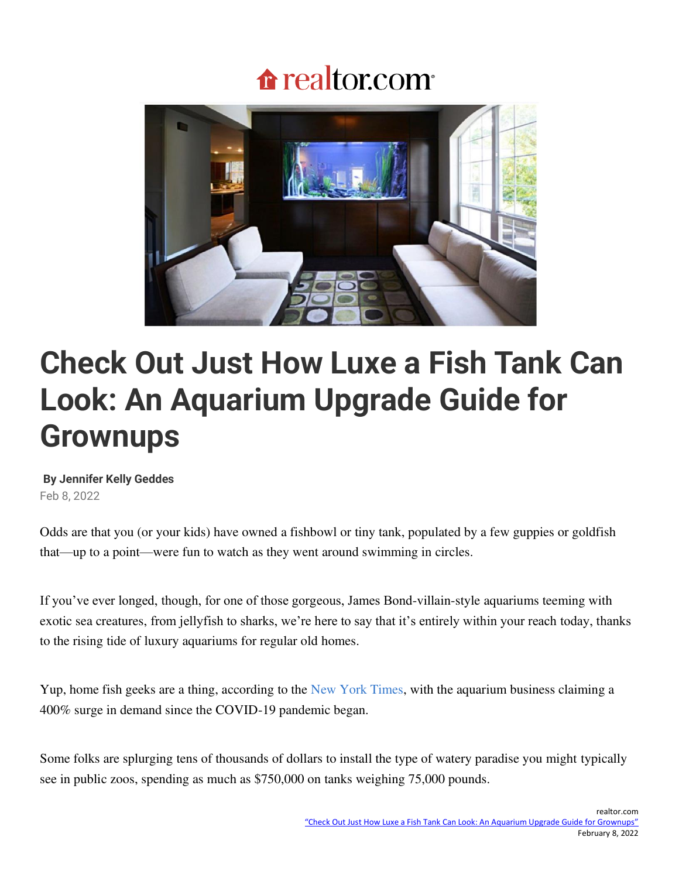realtor.com

# Check Out Just How Luxe a Fish Tank Can Look: An Aquarium Upgrade Guide for Grownups

**By Jennifer Kelly Geddes**
Feb 8, 2022

Odds are that you (or your kids) have owned a fishbowl or tiny tank, populated by a few guppies or goldfish that—up to a point—were fun to watch as they went around swimming in circles.

If you've ever longed, though, for one of those gorgeous, James Bond-villain-style aquariums teeming with exotic sea creatures, from jellyfish to sharks, we're here to say that it's entirely within your reach today, thanks to the rising tide of luxury aquariums for regular old homes.

Yup, home fish geeks are a thing, according to the New York Times, with the aquarium business claiming a 400% surge in demand since the COVID-19 pandemic began.

Some folks are splurging tens of thousands of dollars to install the type of watery paradise you might typically see in public zoos, spending as much as $750,000 on tanks weighing 75,000 pounds.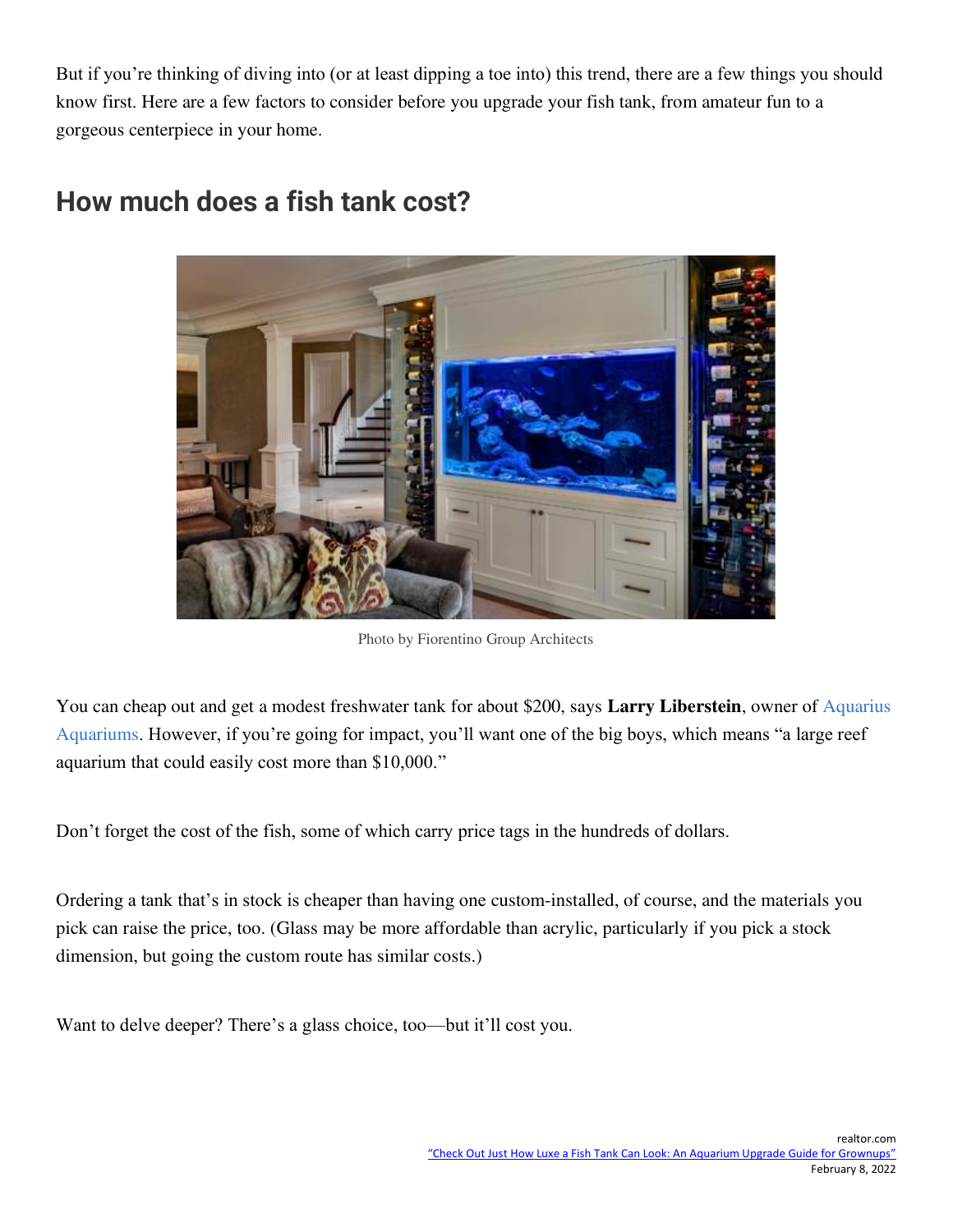But if you're thinking of diving into (or at least dipping a toe into) this trend, there are a few things you should know first. Here are a few factors to consider before you upgrade your fish tank, from amateur fun to a gorgeous centerpiece in your home.

## How much does a fish tank cost?

Photo by Fiorentino Group Architects

You can cheap out and get a modest freshwater tank for about $200, says **Larry Liberstein**, owner of Aquarius Aquariums. However, if you're going for impact, you'll want one of the big boys, which means "a large reef aquarium that could easily cost more than $10,000."

Don't forget the cost of the fish, some of which carry price tags in the hundreds of dollars.

Ordering a tank that's in stock is cheaper than having one custom-installed, of course, and the materials you pick can raise the price, too. (Glass may be more affordable than acrylic, particularly if you pick a stock dimension, but going the custom route has similar costs.)

Want to delve deeper? There's a glass choice, too—but it'll cost you.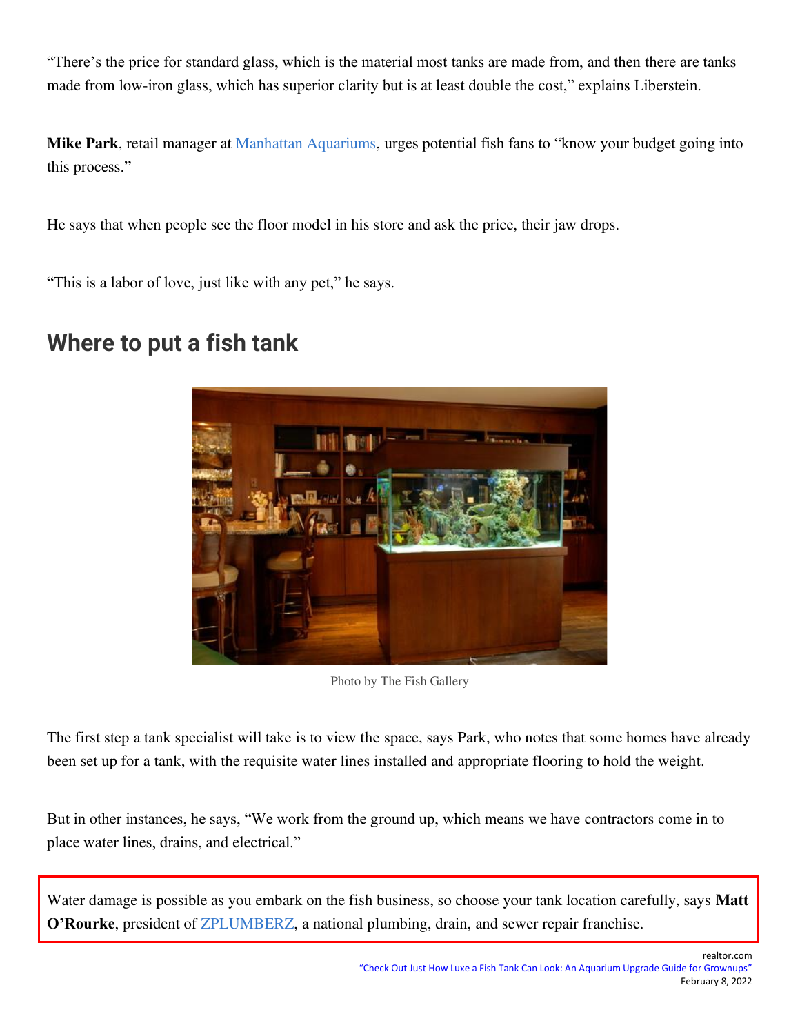"There's the price for standard glass, which is the material most tanks are made from, and then there are tanks made from low-iron glass, which has superior clarity but is at least double the cost," explains Liberstein.

**Mike Park**, retail manager at Manhattan Aquariums, urges potential fish fans to "know your budget going into this process."

He says that when people see the floor model in his store and ask the price, their jaw drops.

"This is a labor of love, just like with any pet," he says.

## Where to put a fish tank

Photo by The Fish Gallery

The first step a tank specialist will take is to view the space, says Park, who notes that some homes have already been set up for a tank, with the requisite water lines installed and appropriate flooring to hold the weight.

But in other instances, he says, "We work from the ground up, which means we have contractors come in to place water lines, drains, and electrical."

Water damage is possible as you embark on the fish business, so choose your tank location carefully, says **Matt O'Rourke**, president of ZPLUMBERZ, a national plumbing, drain, and sewer repair franchise.

realtor.com
"Check Out Just How Luxe a Fish Tank Can Look: An Aquarium Upgrade Guide for Grownups"
February 8, 2022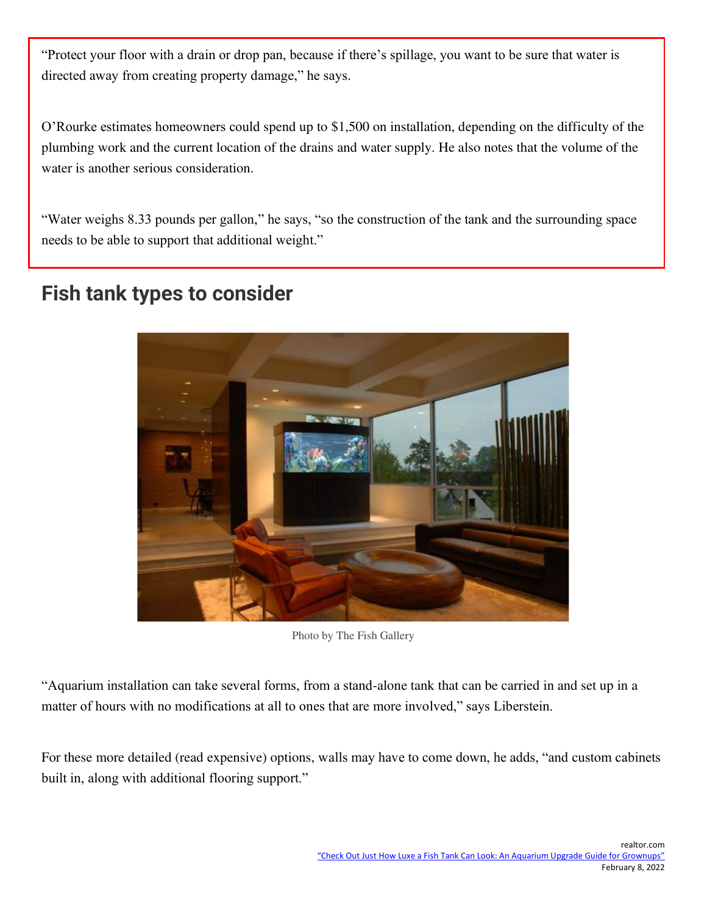"Protect your floor with a drain or drop pan, because if there's spillage, you want to be sure that water is directed away from creating property damage," he says.

O'Rourke estimates homeowners could spend up to $1,500 on installation, depending on the difficulty of the plumbing work and the current location of the drains and water supply. He also notes that the volume of the water is another serious consideration.

"Water weighs 8.33 pounds per gallon," he says, "so the construction of the tank and the surrounding space needs to be able to support that additional weight."

## Fish tank types to consider

Photo by The Fish Gallery

"Aquarium installation can take several forms, from a stand-alone tank that can be carried in and set up in a matter of hours with no modifications at all to ones that are more involved," says Liberstein.

For these more detailed (read expensive) options, walls may have to come down, he adds, "and custom cabinets built in, along with additional flooring support."

realtor.com
"Check Out Just How Luxe a Fish Tank Can Look: An Aquarium Upgrade Guide for Grownups"
February 8, 2022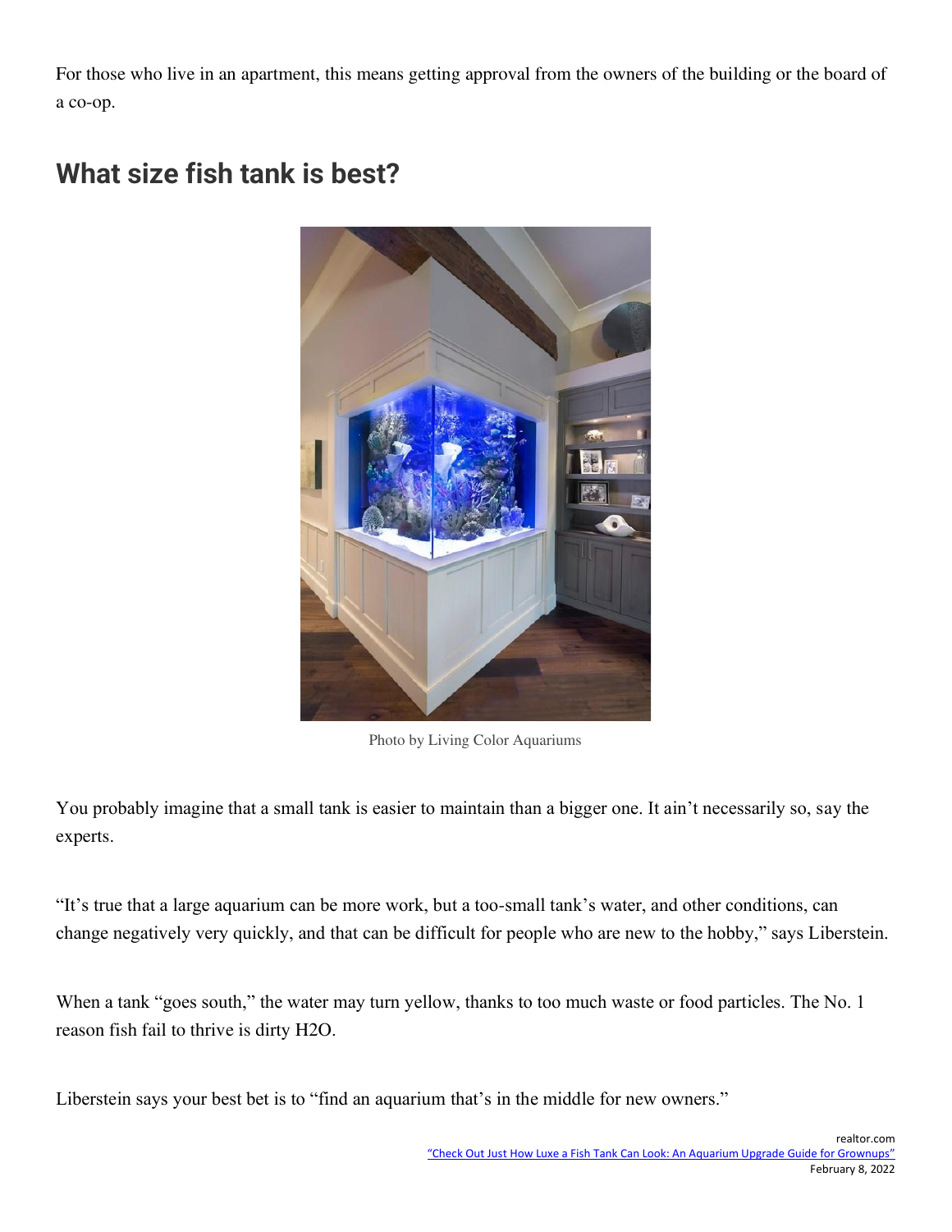For those who live in an apartment, this means getting approval from the owners of the building or the board of a co-op.

## What size fish tank is best?

Photo by Living Color Aquariums

You probably imagine that a small tank is easier to maintain than a bigger one. It ain't necessarily so, say the experts.

"It's true that a large aquarium can be more work, but a too-small tank's water, and other conditions, can change negatively very quickly, and that can be difficult for people who are new to the hobby," says Liberstein.

When a tank "goes south," the water may turn yellow, thanks to too much waste or food particles. The No. 1 reason fish fail to thrive is dirty $H_2O$.

Liberstein says your best bet is to "find an aquarium that's in the middle for new owners."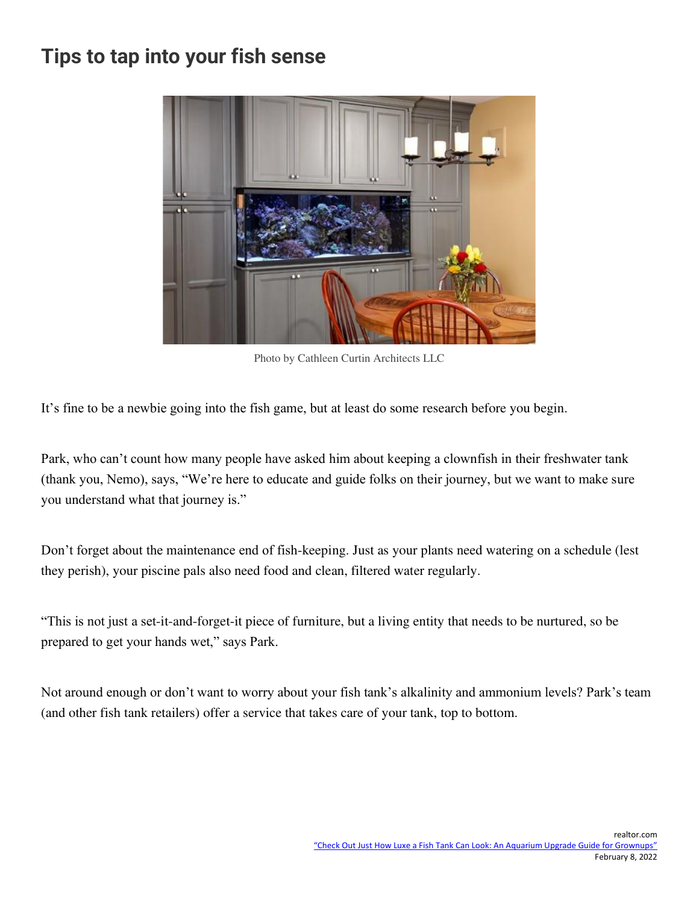# Tips to tap into your fish sense

Photo by Cathleen Curtin Architects LLC

It's fine to be a newbie going into the fish game, but at least do some research before you begin.

Park, who can't count how many people have asked him about keeping a clownfish in their freshwater tank (thank you, Nemo), says, "We're here to educate and guide folks on their journey, but we want to make sure you understand what that journey is."

Don't forget about the maintenance end of fish-keeping. Just as your plants need watering on a schedule (lest they perish), your piscine pals also need food and clean, filtered water regularly.

"This is not just a set-it-and-forget-it piece of furniture, but a living entity that needs to be nurtured, so be prepared to get your hands wet," says Park.

Not around enough or don't want to worry about your fish tank's alkalinity and ammonium levels? Park's team (and other fish tank retailers) offer a service that takes care of your tank, top to bottom.

realtor.com
"Check Out Just How Luxe a Fish Tank Can Look: An Aquarium Upgrade Guide for Grownups"
February 8, 2022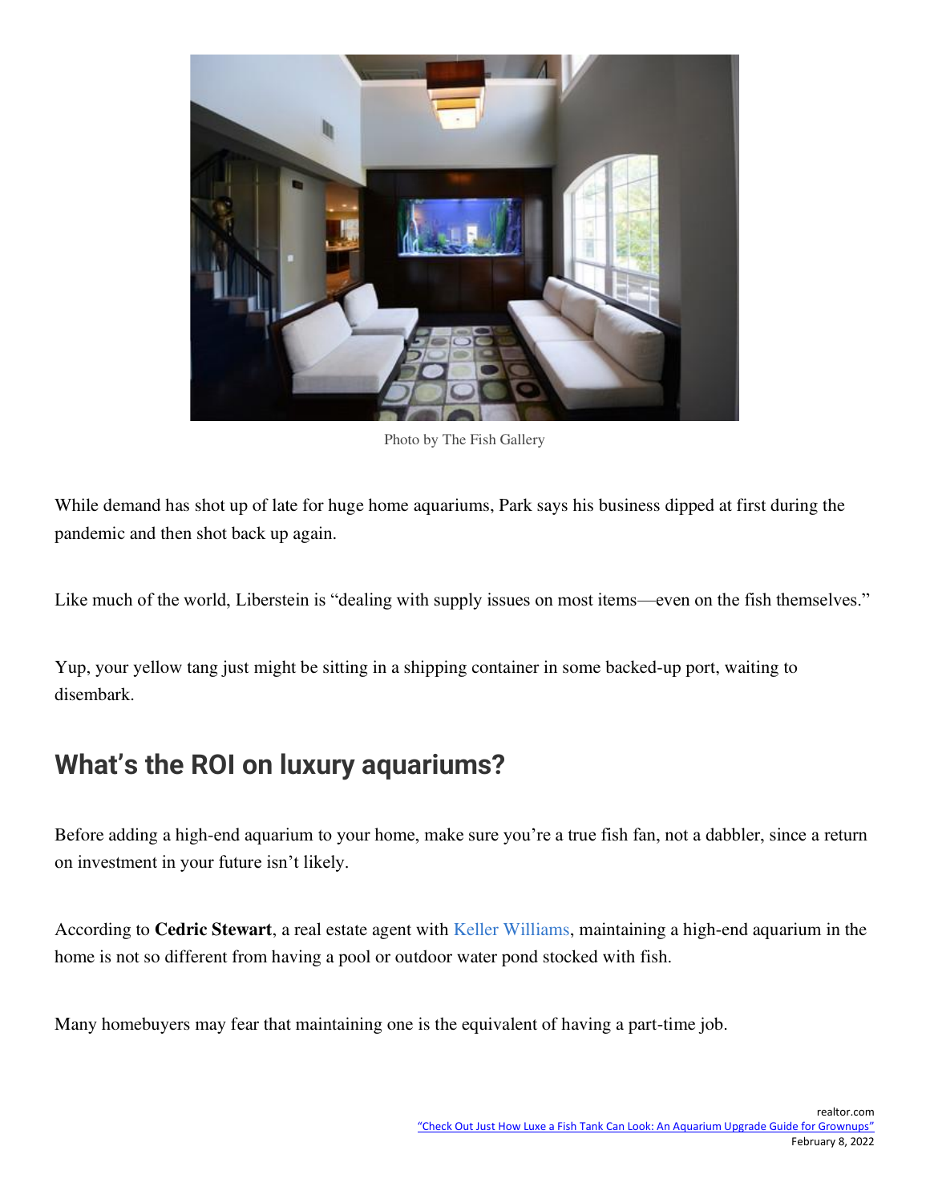Photo by The Fish Gallery

While demand has shot up of late for huge home aquariums, Park says his business dipped at first during the pandemic and then shot back up again.

Like much of the world, Liberstein is "dealing with supply issues on most items—even on the fish themselves."

Yup, your yellow tang just might be sitting in a shipping container in some backed-up port, waiting to disembark.

## What's the ROI on luxury aquariums?

Before adding a high-end aquarium to your home, make sure you're a true fish fan, not a dabbler, since a return on investment in your future isn't likely.

According to **Cedric Stewart**, a real estate agent with Keller Williams, maintaining a high-end aquarium in the home is not so different from having a pool or outdoor water pond stocked with fish.

Many homebuyers may fear that maintaining one is the equivalent of having a part-time job.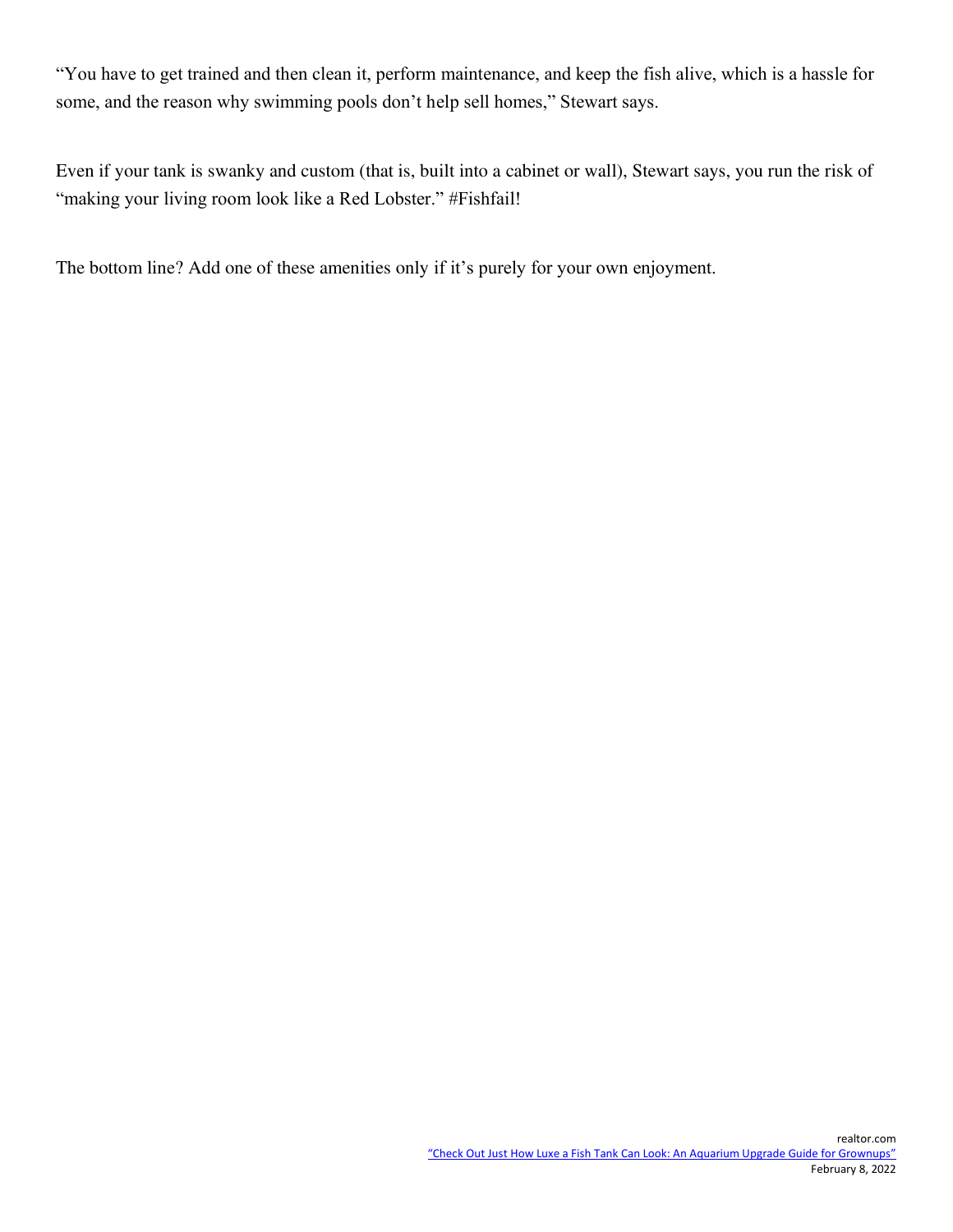"You have to get trained and then clean it, perform maintenance, and keep the fish alive, which is a hassle for some, and the reason why swimming pools don't help sell homes," Stewart says.

Even if your tank is swanky and custom (that is, built into a cabinet or wall), Stewart says, you run the risk of "making your living room look like a Red Lobster." #Fishfail!

The bottom line? Add one of these amenities only if it's purely for your own enjoyment.

realtor.com
"Check Out Just How Luxe a Fish Tank Can Look: An Aquarium Upgrade Guide for Grownups"
February 8, 2022